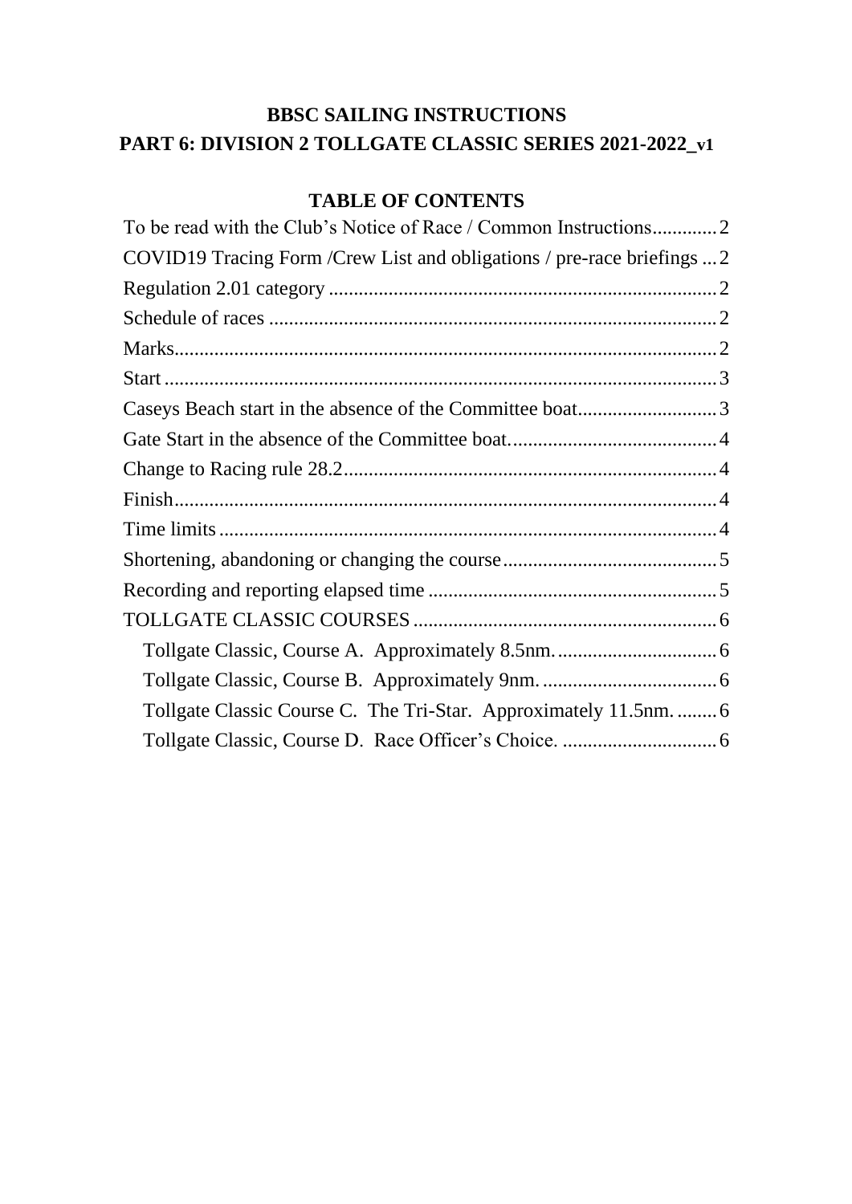# BBSC SAILING INSTRUCTIONS

## PART 6: DIVISION 2 TOLLGATE CLASSIC SERIES 2021-2022_v1

### TABLE OF CONTENTS

To be read with the Club's Notice of Race / Common Instructions............2
COVID19 Tracing Form /Crew List and obligations / pre-race briefings ...2
Regulation 2.01 category ............................................................................2
Schedule of races ........................................................................................2
Marks...........................................................................................................2
Start .............................................................................................................3
Caseys Beach start in the absence of the Committee boat............................3
Gate Start in the absence of the Committee boat..........................................4
Change to Racing rule 28.2..........................................................................4
Finish...........................................................................................................4
Time limits ..................................................................................................4
Shortening, abandoning or changing the course...........................................5
Recording and reporting elapsed time .........................................................5
TOLLGATE CLASSIC COURSES ............................................................6
- Tollgate Classic, Course A. Approximately 8.5nm. ................................6
- Tollgate Classic, Course B. Approximately 9nm. ...................................6
- Tollgate Classic Course C. The Tri-Star. Approximately 11.5nm. ........6
- Tollgate Classic, Course D. Race Officer's Choice. ...............................6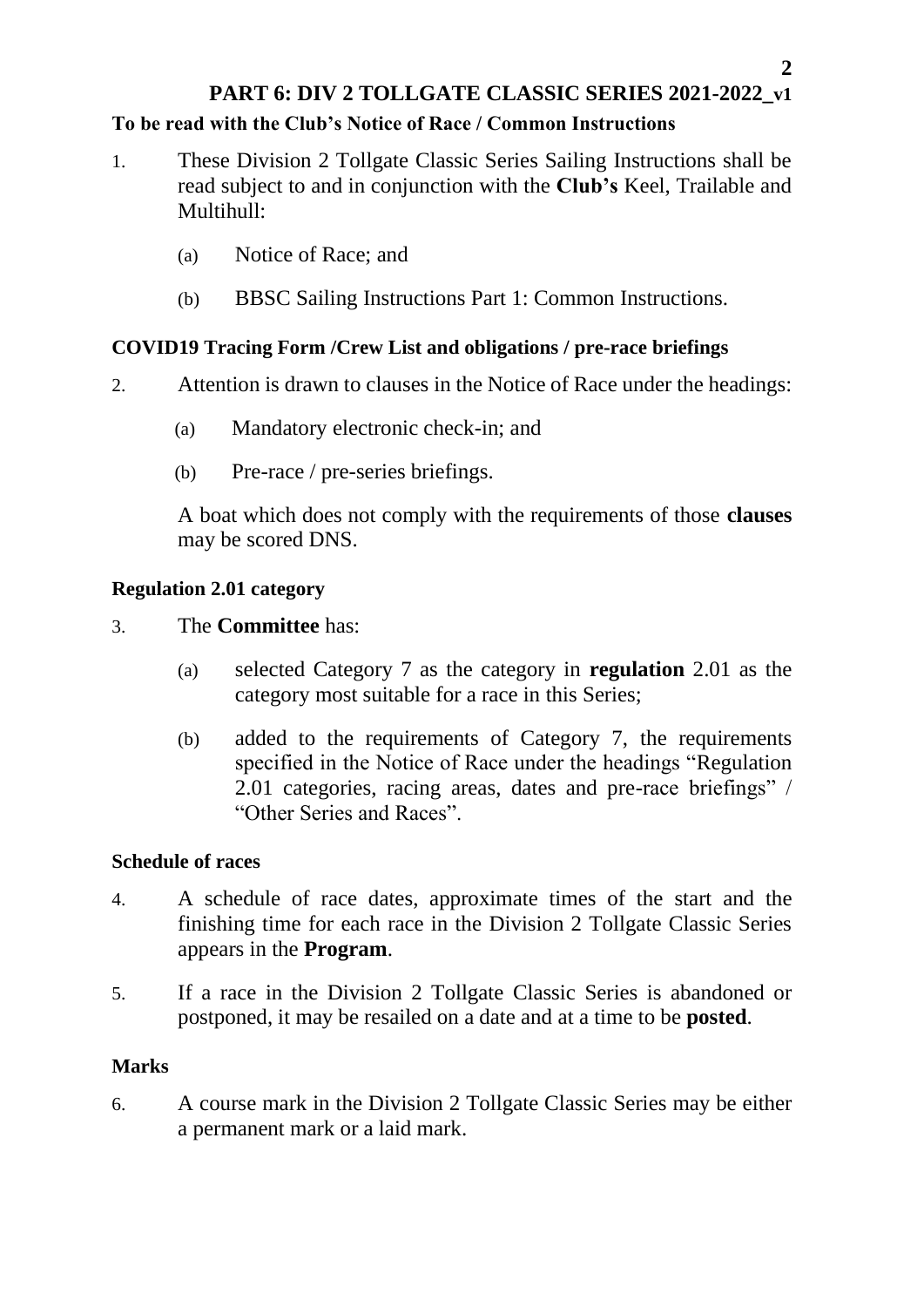# PART 6: DIV 2 TOLLGATE CLASSIC SERIES 2021-2022_v1

**To be read with the Club's Notice of Race / Common Instructions**

1. These Division 2 Tollgate Classic Series Sailing Instructions shall be read subject to and in conjunction with the **Club's** Keel, Trailable and Multihull:

   (a) Notice of Race; and

   (b) BBSC Sailing Instructions Part 1: Common Instructions.

**COVID19 Tracing Form /Crew List and obligations / pre-race briefings**

2. Attention is drawn to clauses in the Notice of Race under the headings:

   (a) Mandatory electronic check-in; and

   (b) Pre-race / pre-series briefings.

   A boat which does not comply with the requirements of those **clauses** may be scored DNS.

**Regulation 2.01 category**

3. The **Committee** has:

   (a) selected Category 7 as the category in **regulation** 2.01 as the category most suitable for a race in this Series;

   (b) added to the requirements of Category 7, the requirements specified in the Notice of Race under the headings "Regulation 2.01 categories, racing areas, dates and pre-race briefings" / "Other Series and Races".

**Schedule of races**

4. A schedule of race dates, approximate times of the start and the finishing time for each race in the Division 2 Tollgate Classic Series appears in the **Program**.

5. If a race in the Division 2 Tollgate Classic Series is abandoned or postponed, it may be resailed on a date and at a time to be **posted**.

**Marks**

6. A course mark in the Division 2 Tollgate Classic Series may be either a permanent mark or a laid mark.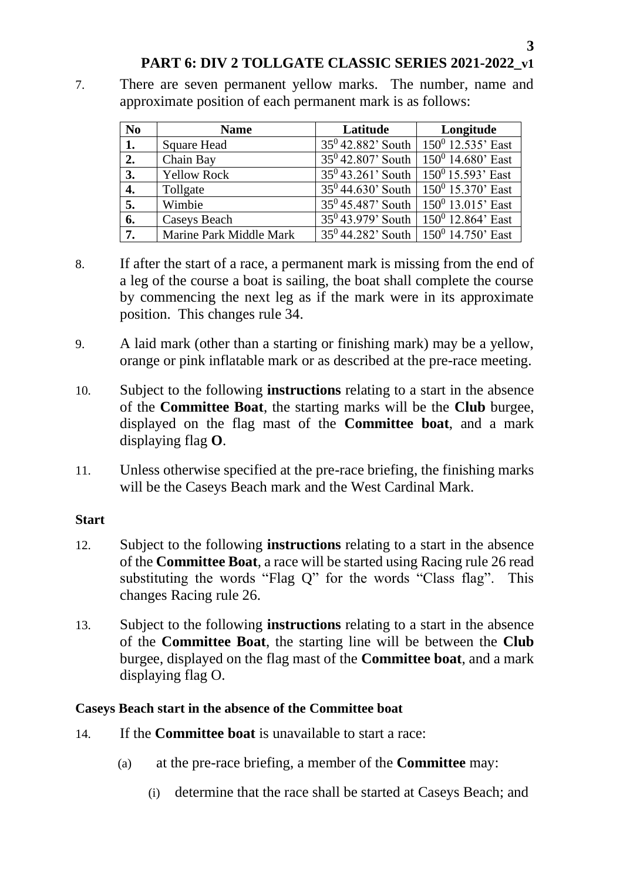7. There are seven permanent yellow marks. The number, name and approximate position of each permanent mark is as follows:

| No | Name | Latitude | Longitude |
|---|---|---|---|
| **1.** | Square Head | $35^0$ 42.882' South | $150^0$ 12.535' East |
| **2.** | Chain Bay | $35^0$ 42.807' South | $150^0$ 14.680' East |
| **3.** | Yellow Rock | $35^0$ 43.261' South | $150^0$ 15.593' East |
| **4.** | Tollgate | $35^0$ 44.630' South | $150^0$ 15.370' East |
| **5.** | Wimbie | $35^0$ 45.487' South | $150^0$ 13.015' East |
| **6.** | Caseys Beach | $35^0$ 43.979' South | $150^0$ 12.864' East |
| **7.** | Marine Park Middle Mark | $35^0$ 44.282' South | $150^0$ 14.750' East |

8. If after the start of a race, a permanent mark is missing from the end of a leg of the course a boat is sailing, the boat shall complete the course by commencing the next leg as if the mark were in its approximate position. This changes rule 34.

9. A laid mark (other than a starting or finishing mark) may be a yellow, orange or pink inflatable mark or as described at the pre-race meeting.

10. Subject to the following **instructions** relating to a start in the absence of the **Committee Boat**, the starting marks will be the **Club** burgee, displayed on the flag mast of the **Committee boat**, and a mark displaying flag **O**.

11. Unless otherwise specified at the pre-race briefing, the finishing marks will be the Caseys Beach mark and the West Cardinal Mark.

**Start**

12. Subject to the following **instructions** relating to a start in the absence of the **Committee Boat**, a race will be started using Racing rule 26 read substituting the words "Flag Q" for the words "Class flag". This changes Racing rule 26.

13. Subject to the following **instructions** relating to a start in the absence of the **Committee Boat**, the starting line will be between the **Club** burgee, displayed on the flag mast of the **Committee boat**, and a mark displaying flag O.

**Caseys Beach start in the absence of the Committee boat**

14. If the **Committee boat** is unavailable to start a race:

    (a) at the pre-race briefing, a member of the **Committee** may:

        (i) determine that the race shall be started at Caseys Beach; and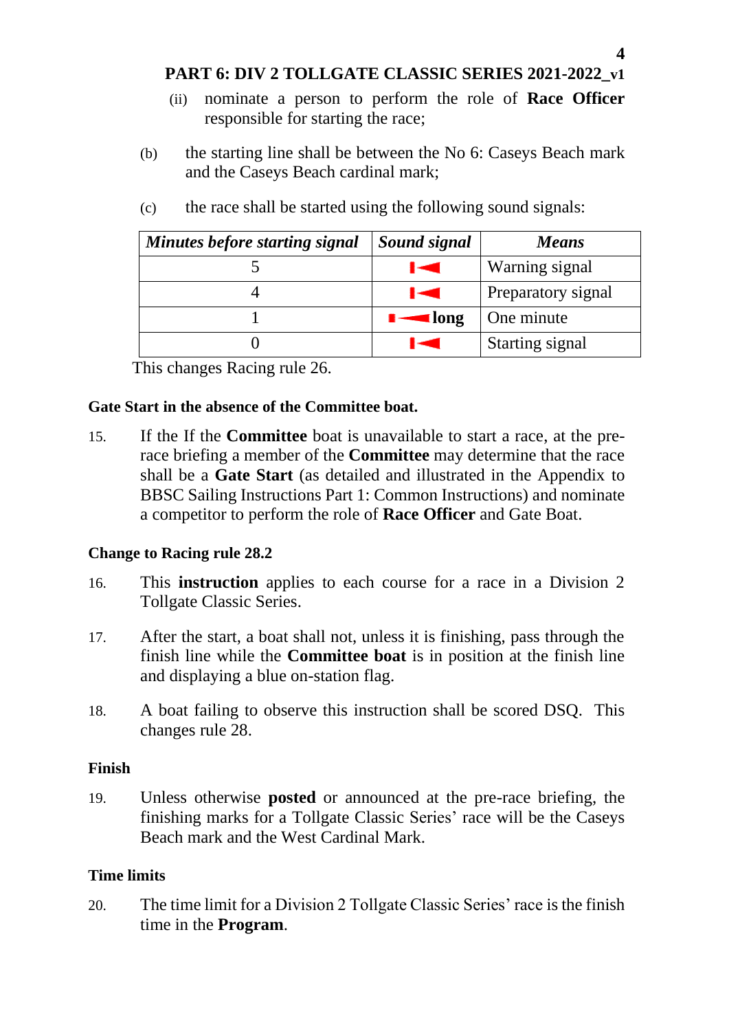(ii) nominate a person to perform the role of **Race Officer** responsible for starting the race;

(b) the starting line shall be between the No 6: Caseys Beach mark and the Caseys Beach cardinal mark;

(c) the race shall be started using the following sound signals:

| *Minutes before starting signal* | *Sound signal* | *Means* |
|---|---|---|
| 5 | ▮◀ | Warning signal |
| 4 | ▮◀ | Preparatory signal |
| 1 | ▮◀ **long** | One minute |
| 0 | ▮◀ | Starting signal |

This changes Racing rule 26.

**Gate Start in the absence of the Committee boat.**

15. If the If the **Committee** boat is unavailable to start a race, at the pre-race briefing a member of the **Committee** may determine that the race shall be a **Gate Start** (as detailed and illustrated in the Appendix to BBSC Sailing Instructions Part 1: Common Instructions) and nominate a competitor to perform the role of **Race Officer** and Gate Boat.

**Change to Racing rule 28.2**

16. This **instruction** applies to each course for a race in a Division 2 Tollgate Classic Series.

17. After the start, a boat shall not, unless it is finishing, pass through the finish line while the **Committee boat** is in position at the finish line and displaying a blue on-station flag.

18. A boat failing to observe this instruction shall be scored DSQ. This changes rule 28.

**Finish**

19. Unless otherwise **posted** or announced at the pre-race briefing, the finishing marks for a Tollgate Classic Series' race will be the Caseys Beach mark and the West Cardinal Mark.

**Time limits**

20. The time limit for a Division 2 Tollgate Classic Series' race is the finish time in the **Program**.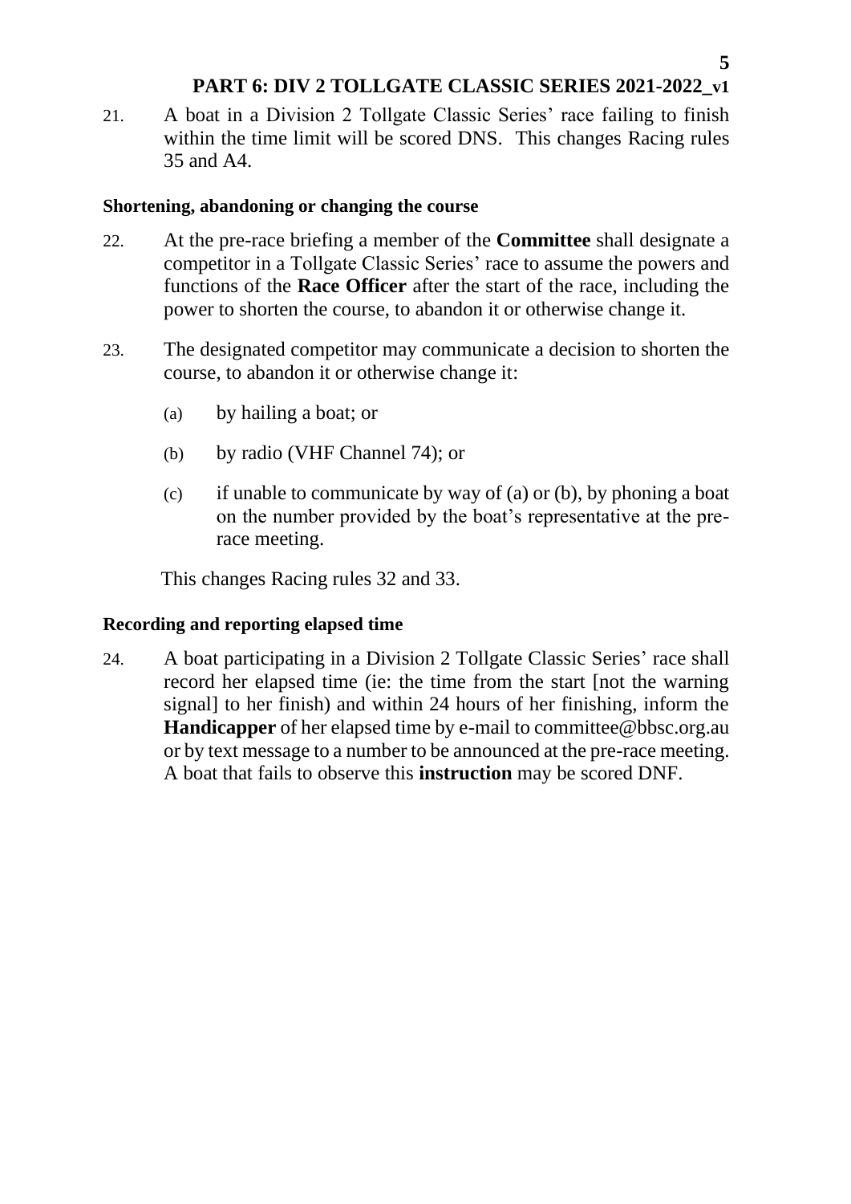21. A boat in a Division 2 Tollgate Classic Series' race failing to finish within the time limit will be scored DNS. This changes Racing rules 35 and A4.

**Shortening, abandoning or changing the course**

22. At the pre-race briefing a member of the **Committee** shall designate a competitor in a Tollgate Classic Series' race to assume the powers and functions of the **Race Officer** after the start of the race, including the power to shorten the course, to abandon it or otherwise change it.

23. The designated competitor may communicate a decision to shorten the course, to abandon it or otherwise change it:

    (a) by hailing a boat; or

    (b) by radio (VHF Channel 74); or

    (c) if unable to communicate by way of (a) or (b), by phoning a boat on the number provided by the boat's representative at the pre-race meeting.

    This changes Racing rules 32 and 33.

**Recording and reporting elapsed time**

24. A boat participating in a Division 2 Tollgate Classic Series' race shall record her elapsed time (ie: the time from the start [not the warning signal] to her finish) and within 24 hours of her finishing, inform the **Handicapper** of her elapsed time by e-mail to committee@bbsc.org.au or by text message to a number to be announced at the pre-race meeting. A boat that fails to observe this **instruction** may be scored DNF.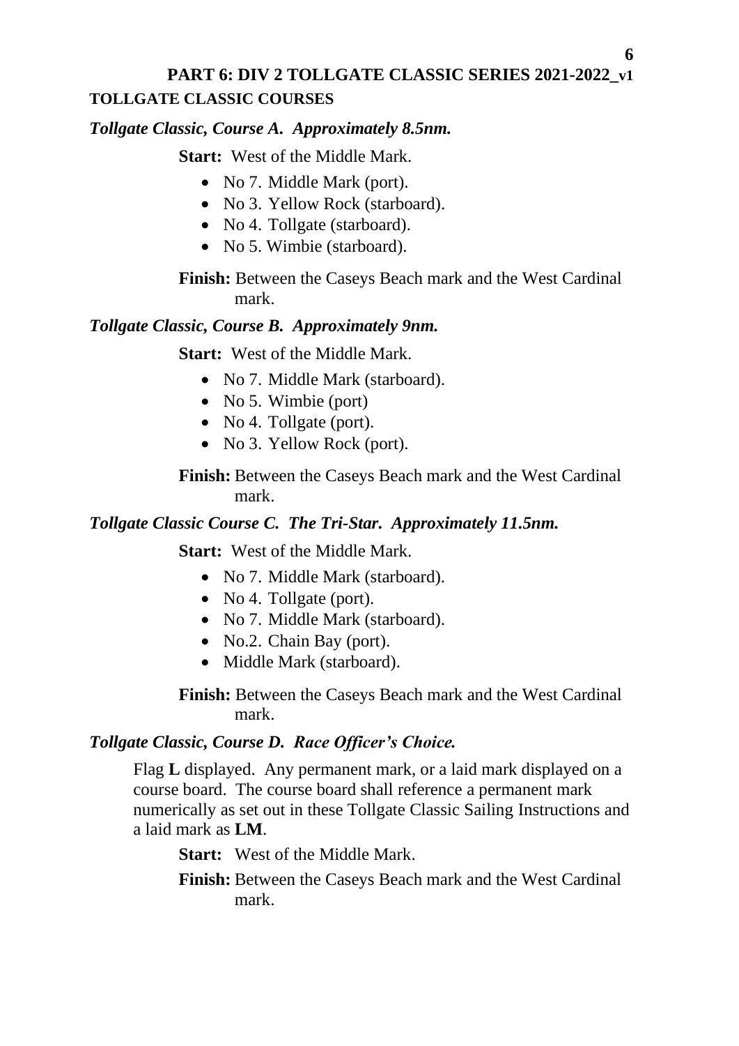# PART 6: DIV 2 TOLLGATE CLASSIC SERIES 2021-2022_v1

## TOLLGATE CLASSIC COURSES

### *Tollgate Classic, Course A. Approximately 8.5nm.*

**Start:** West of the Middle Mark.

- No 7. Middle Mark (port).
- No 3. Yellow Rock (starboard).
- No 4. Tollgate (starboard).
- No 5. Wimbie (starboard).

**Finish:** Between the Caseys Beach mark and the West Cardinal mark.

### *Tollgate Classic, Course B. Approximately 9nm.*

**Start:** West of the Middle Mark.

- No 7. Middle Mark (starboard).
- No 5. Wimbie (port)
- No 4. Tollgate (port).
- No 3. Yellow Rock (port).

**Finish:** Between the Caseys Beach mark and the West Cardinal mark.

### *Tollgate Classic Course C. The Tri-Star. Approximately 11.5nm.*

**Start:** West of the Middle Mark.

- No 7. Middle Mark (starboard).
- No 4. Tollgate (port).
- No 7. Middle Mark (starboard).
- No.2. Chain Bay (port).
- Middle Mark (starboard).

**Finish:** Between the Caseys Beach mark and the West Cardinal mark.

### *Tollgate Classic, Course D. Race Officer's Choice.*

Flag **L** displayed. Any permanent mark, or a laid mark displayed on a course board. The course board shall reference a permanent mark numerically as set out in these Tollgate Classic Sailing Instructions and a laid mark as **LM**.

**Start:** West of the Middle Mark.

**Finish:** Between the Caseys Beach mark and the West Cardinal mark.